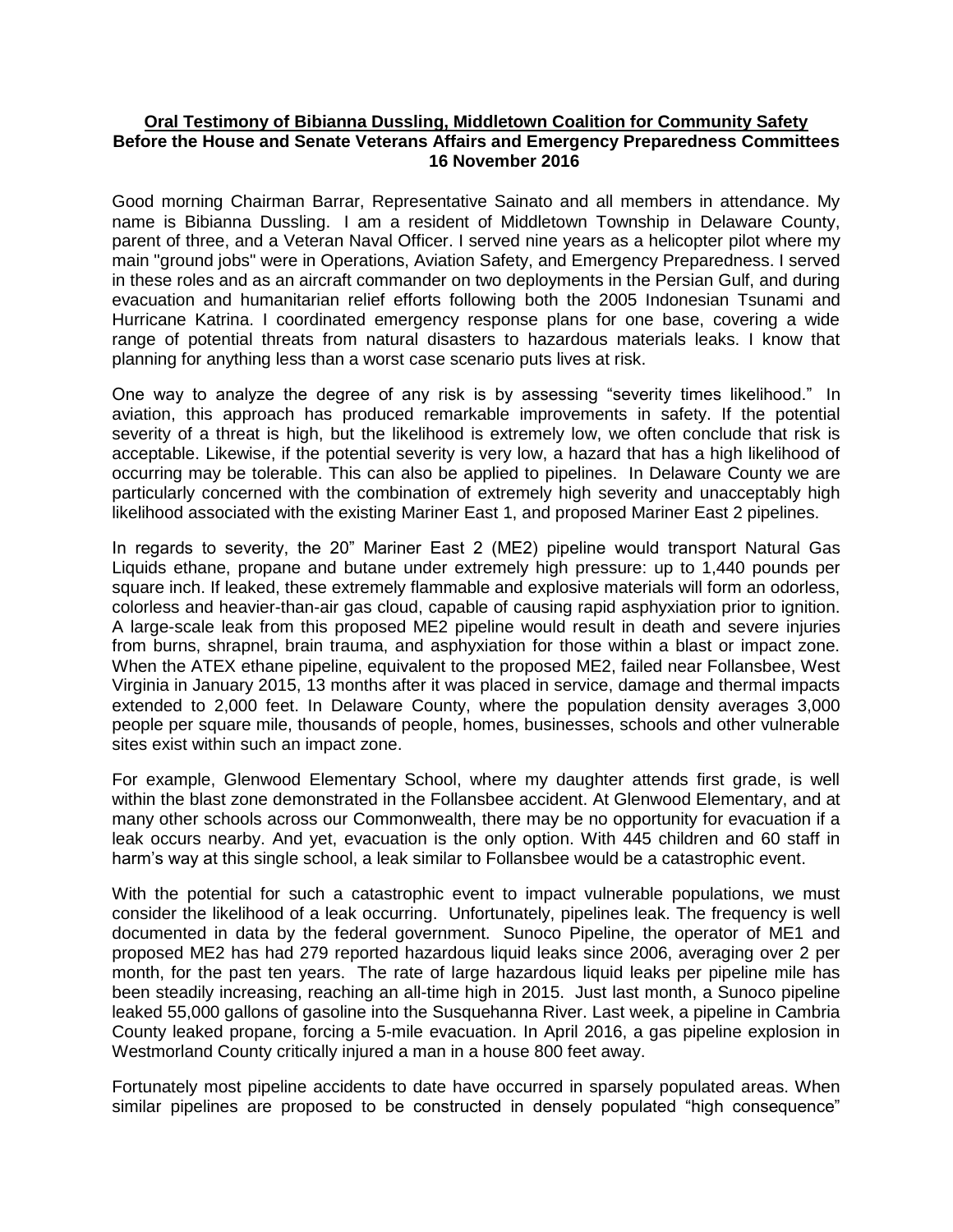**Oral Testimony of Bibianna Dussling, Middletown Coalition for Community Safety**
**Before the House and Senate Veterans Affairs and Emergency Preparedness Committees**
**16 November 2016**

Good morning Chairman Barrar, Representative Sainato and all members in attendance. My name is Bibianna Dussling. I am a resident of Middletown Township in Delaware County, parent of three, and a Veteran Naval Officer. I served nine years as a helicopter pilot where my main "ground jobs" were in Operations, Aviation Safety, and Emergency Preparedness. I served in these roles and as an aircraft commander on two deployments in the Persian Gulf, and during evacuation and humanitarian relief efforts following both the 2005 Indonesian Tsunami and Hurricane Katrina. I coordinated emergency response plans for one base, covering a wide range of potential threats from natural disasters to hazardous materials leaks. I know that planning for anything less than a worst case scenario puts lives at risk.

One way to analyze the degree of any risk is by assessing "severity times likelihood." In aviation, this approach has produced remarkable improvements in safety. If the potential severity of a threat is high, but the likelihood is extremely low, we often conclude that risk is acceptable. Likewise, if the potential severity is very low, a hazard that has a high likelihood of occurring may be tolerable. This can also be applied to pipelines. In Delaware County we are particularly concerned with the combination of extremely high severity and unacceptably high likelihood associated with the existing Mariner East 1, and proposed Mariner East 2 pipelines.

In regards to severity, the 20" Mariner East 2 (ME2) pipeline would transport Natural Gas Liquids ethane, propane and butane under extremely high pressure: up to 1,440 pounds per square inch. If leaked, these extremely flammable and explosive materials will form an odorless, colorless and heavier-than-air gas cloud, capable of causing rapid asphyxiation prior to ignition. A large-scale leak from this proposed ME2 pipeline would result in death and severe injuries from burns, shrapnel, brain trauma, and asphyxiation for those within a blast or impact zone. When the ATEX ethane pipeline, equivalent to the proposed ME2, failed near Follansbee, West Virginia in January 2015, 13 months after it was placed in service, damage and thermal impacts extended to 2,000 feet. In Delaware County, where the population density averages 3,000 people per square mile, thousands of people, homes, businesses, schools and other vulnerable sites exist within such an impact zone.

For example, Glenwood Elementary School, where my daughter attends first grade, is well within the blast zone demonstrated in the Follansbee accident. At Glenwood Elementary, and at many other schools across our Commonwealth, there may be no opportunity for evacuation if a leak occurs nearby. And yet, evacuation is the only option. With 445 children and 60 staff in harm's way at this single school, a leak similar to Follansbee would be a catastrophic event.

With the potential for such a catastrophic event to impact vulnerable populations, we must consider the likelihood of a leak occurring. Unfortunately, pipelines leak. The frequency is well documented in data by the federal government. Sunoco Pipeline, the operator of ME1 and proposed ME2 has had 279 reported hazardous liquid leaks since 2006, averaging over 2 per month, for the past ten years. The rate of large hazardous liquid leaks per pipeline mile has been steadily increasing, reaching an all-time high in 2015. Just last month, a Sunoco pipeline leaked 55,000 gallons of gasoline into the Susquehanna River. Last week, a pipeline in Cambria County leaked propane, forcing a 5-mile evacuation. In April 2016, a gas pipeline explosion in Westmorland County critically injured a man in a house 800 feet away.

Fortunately most pipeline accidents to date have occurred in sparsely populated areas. When similar pipelines are proposed to be constructed in densely populated "high consequence"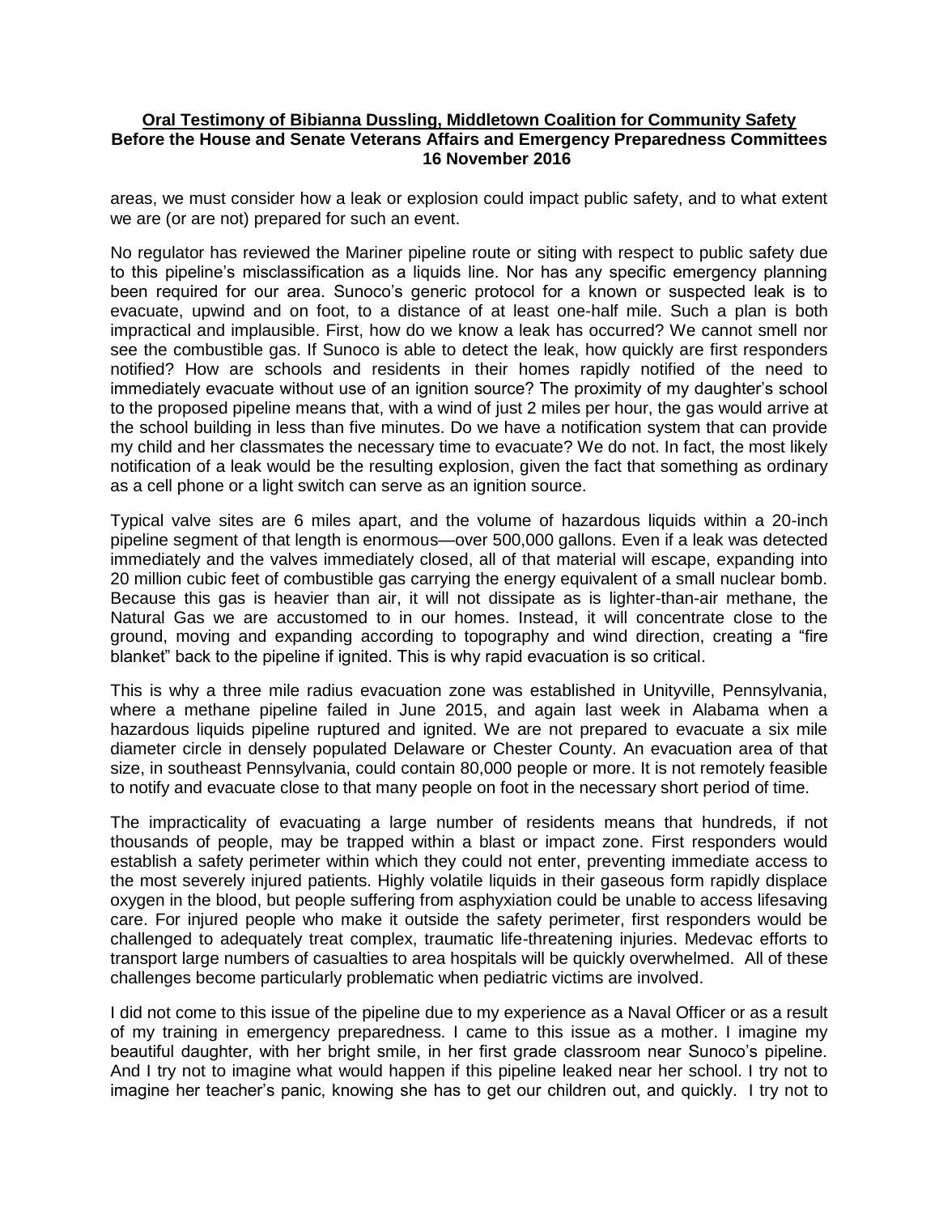areas, we must consider how a leak or explosion could impact public safety, and to what extent we are (or are not) prepared for such an event.

No regulator has reviewed the Mariner pipeline route or siting with respect to public safety due to this pipeline's misclassification as a liquids line. Nor has any specific emergency planning been required for our area. Sunoco's generic protocol for a known or suspected leak is to evacuate, upwind and on foot, to a distance of at least one-half mile. Such a plan is both impractical and implausible. First, how do we know a leak has occurred? We cannot smell nor see the combustible gas. If Sunoco is able to detect the leak, how quickly are first responders notified? How are schools and residents in their homes rapidly notified of the need to immediately evacuate without use of an ignition source? The proximity of my daughter's school to the proposed pipeline means that, with a wind of just 2 miles per hour, the gas would arrive at the school building in less than five minutes. Do we have a notification system that can provide my child and her classmates the necessary time to evacuate? We do not. In fact, the most likely notification of a leak would be the resulting explosion, given the fact that something as ordinary as a cell phone or a light switch can serve as an ignition source.

Typical valve sites are 6 miles apart, and the volume of hazardous liquids within a 20-inch pipeline segment of that length is enormous—over 500,000 gallons. Even if a leak was detected immediately and the valves immediately closed, all of that material will escape, expanding into 20 million cubic feet of combustible gas carrying the energy equivalent of a small nuclear bomb. Because this gas is heavier than air, it will not dissipate as is lighter-than-air methane, the Natural Gas we are accustomed to in our homes. Instead, it will concentrate close to the ground, moving and expanding according to topography and wind direction, creating a "fire blanket" back to the pipeline if ignited. This is why rapid evacuation is so critical.

This is why a three mile radius evacuation zone was established in Unityville, Pennsylvania, where a methane pipeline failed in June 2015, and again last week in Alabama when a hazardous liquids pipeline ruptured and ignited. We are not prepared to evacuate a six mile diameter circle in densely populated Delaware or Chester County. An evacuation area of that size, in southeast Pennsylvania, could contain 80,000 people or more. It is not remotely feasible to notify and evacuate close to that many people on foot in the necessary short period of time.

The impracticality of evacuating a large number of residents means that hundreds, if not thousands of people, may be trapped within a blast or impact zone. First responders would establish a safety perimeter within which they could not enter, preventing immediate access to the most severely injured patients. Highly volatile liquids in their gaseous form rapidly displace oxygen in the blood, but people suffering from asphyxiation could be unable to access lifesaving care. For injured people who make it outside the safety perimeter, first responders would be challenged to adequately treat complex, traumatic life-threatening injuries. Medevac efforts to transport large numbers of casualties to area hospitals will be quickly overwhelmed. All of these challenges become particularly problematic when pediatric victims are involved.

I did not come to this issue of the pipeline due to my experience as a Naval Officer or as a result of my training in emergency preparedness. I came to this issue as a mother. I imagine my beautiful daughter, with her bright smile, in her first grade classroom near Sunoco's pipeline. And I try not to imagine what would happen if this pipeline leaked near her school. I try not to imagine her teacher's panic, knowing she has to get our children out, and quickly. I try not to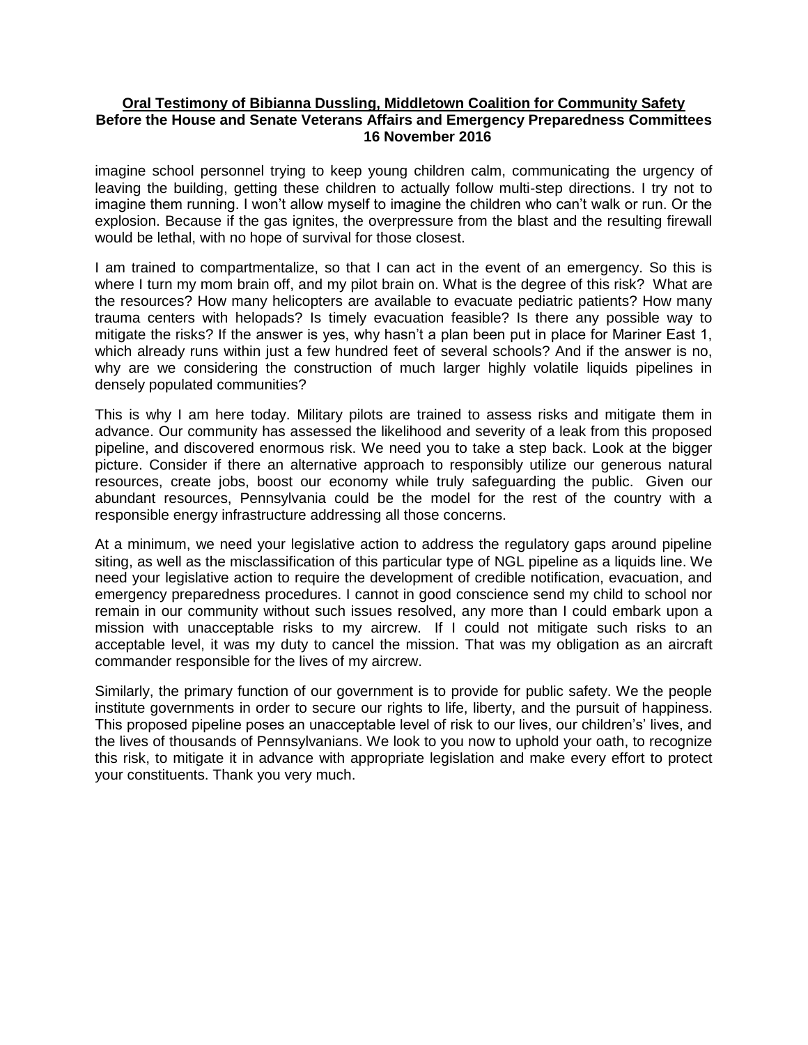**Oral Testimony of Bibianna Dussling, Middletown Coalition for Community Safety**
**Before the House and Senate Veterans Affairs and Emergency Preparedness Committees**
**16 November 2016**

imagine school personnel trying to keep young children calm, communicating the urgency of leaving the building, getting these children to actually follow multi-step directions. I try not to imagine them running. I won't allow myself to imagine the children who can't walk or run. Or the explosion. Because if the gas ignites, the overpressure from the blast and the resulting firewall would be lethal, with no hope of survival for those closest.

I am trained to compartmentalize, so that I can act in the event of an emergency. So this is where I turn my mom brain off, and my pilot brain on. What is the degree of this risk? What are the resources? How many helicopters are available to evacuate pediatric patients? How many trauma centers with helopads? Is timely evacuation feasible? Is there any possible way to mitigate the risks? If the answer is yes, why hasn't a plan been put in place for Mariner East 1, which already runs within just a few hundred feet of several schools? And if the answer is no, why are we considering the construction of much larger highly volatile liquids pipelines in densely populated communities?

This is why I am here today. Military pilots are trained to assess risks and mitigate them in advance. Our community has assessed the likelihood and severity of a leak from this proposed pipeline, and discovered enormous risk. We need you to take a step back. Look at the bigger picture. Consider if there an alternative approach to responsibly utilize our generous natural resources, create jobs, boost our economy while truly safeguarding the public. Given our abundant resources, Pennsylvania could be the model for the rest of the country with a responsible energy infrastructure addressing all those concerns.

At a minimum, we need your legislative action to address the regulatory gaps around pipeline siting, as well as the misclassification of this particular type of NGL pipeline as a liquids line. We need your legislative action to require the development of credible notification, evacuation, and emergency preparedness procedures. I cannot in good conscience send my child to school nor remain in our community without such issues resolved, any more than I could embark upon a mission with unacceptable risks to my aircrew. If I could not mitigate such risks to an acceptable level, it was my duty to cancel the mission. That was my obligation as an aircraft commander responsible for the lives of my aircrew.

Similarly, the primary function of our government is to provide for public safety. We the people institute governments in order to secure our rights to life, liberty, and the pursuit of happiness. This proposed pipeline poses an unacceptable level of risk to our lives, our children's' lives, and the lives of thousands of Pennsylvanians. We look to you now to uphold your oath, to recognize this risk, to mitigate it in advance with appropriate legislation and make every effort to protect your constituents. Thank you very much.